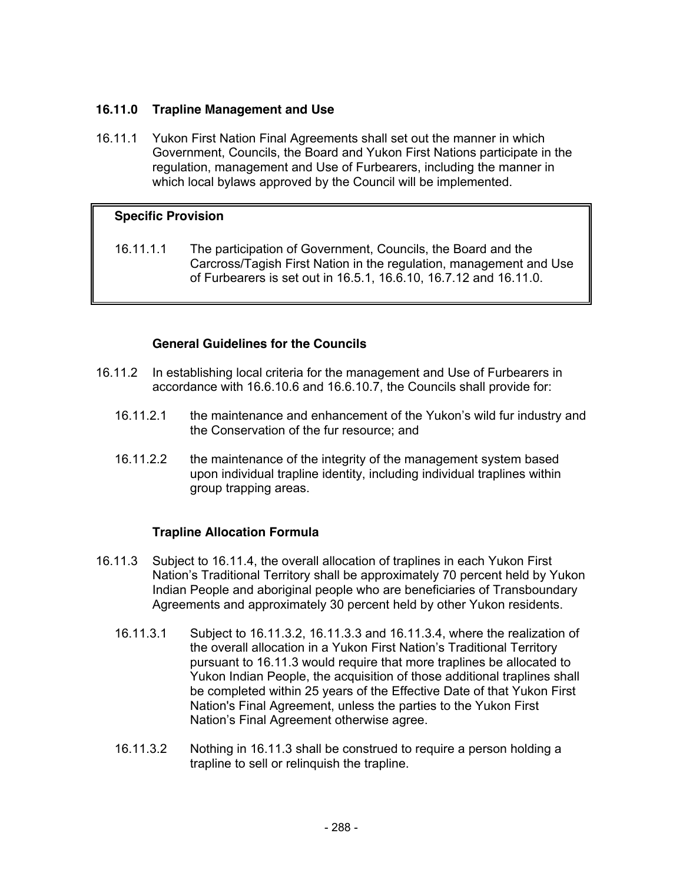## 16.11.0 Trapline Management and Use

16.11.1 Yukon First Nation Final Agreements shall set out the manner in which Government, Councils, the Board and Yukon First Nations participate in the regulation, management and Use of Furbearers, including the manner in which local bylaws approved by the Council will be implemented.

> **Specific Provision**
>
> 16.11.1.1 The participation of Government, Councils, the Board and the Carcross/Tagish First Nation in the regulation, management and Use of Furbearers is set out in 16.5.1, 16.6.10, 16.7.12 and 16.11.0.

### General Guidelines for the Councils

16.11.2 In establishing local criteria for the management and Use of Furbearers in accordance with 16.6.10.6 and 16.6.10.7, the Councils shall provide for:

16.11.2.1 the maintenance and enhancement of the Yukon's wild fur industry and the Conservation of the fur resource; and

16.11.2.2 the maintenance of the integrity of the management system based upon individual trapline identity, including individual traplines within group trapping areas.

### Trapline Allocation Formula

16.11.3 Subject to 16.11.4, the overall allocation of traplines in each Yukon First Nation's Traditional Territory shall be approximately 70 percent held by Yukon Indian People and aboriginal people who are beneficiaries of Transboundary Agreements and approximately 30 percent held by other Yukon residents.

16.11.3.1 Subject to 16.11.3.2, 16.11.3.3 and 16.11.3.4, where the realization of the overall allocation in a Yukon First Nation's Traditional Territory pursuant to 16.11.3 would require that more traplines be allocated to Yukon Indian People, the acquisition of those additional traplines shall be completed within 25 years of the Effective Date of that Yukon First Nation's Final Agreement, unless the parties to the Yukon First Nation's Final Agreement otherwise agree.

16.11.3.2 Nothing in 16.11.3 shall be construed to require a person holding a trapline to sell or relinquish the trapline.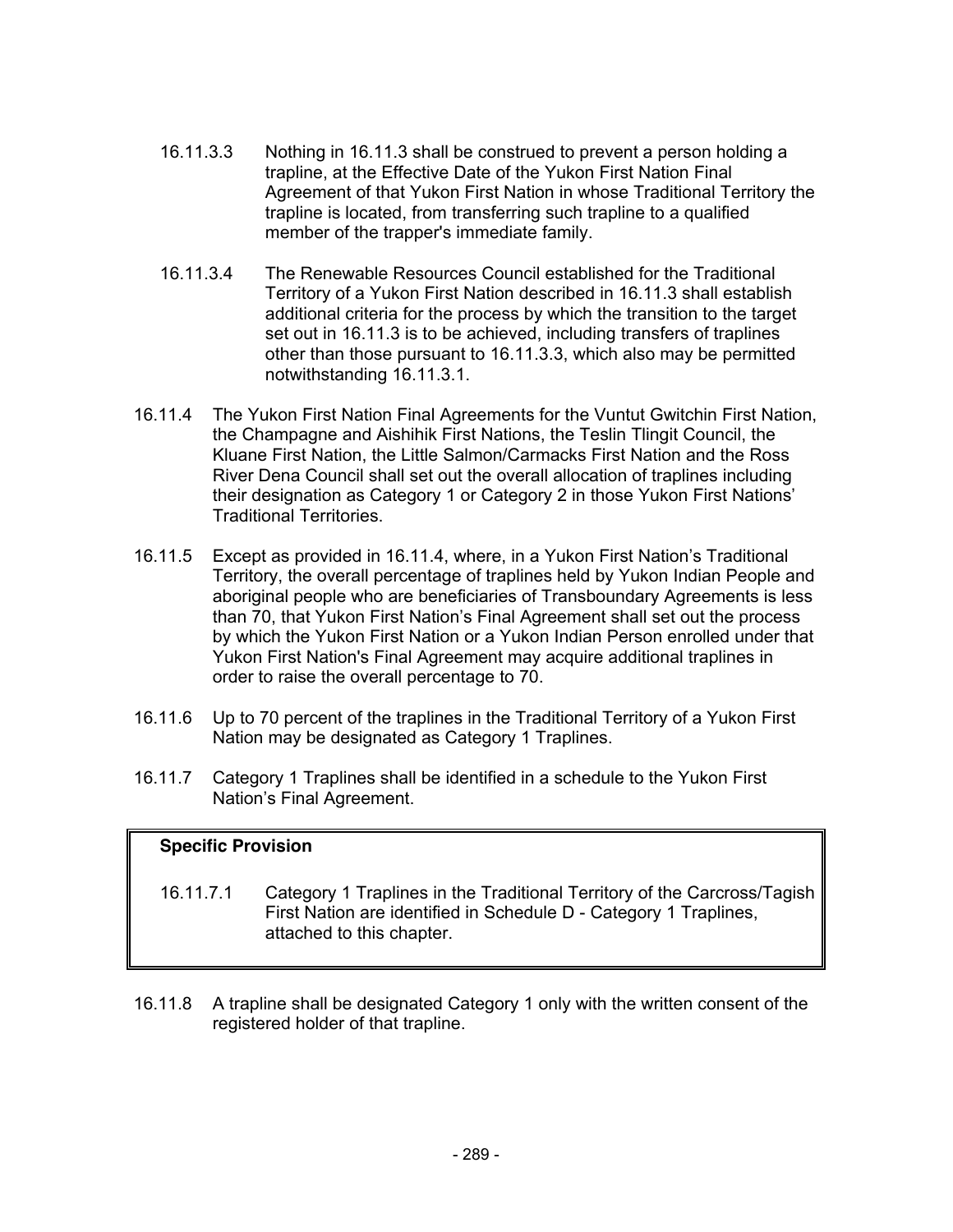16.11.3.3 Nothing in 16.11.3 shall be construed to prevent a person holding a trapline, at the Effective Date of the Yukon First Nation Final Agreement of that Yukon First Nation in whose Traditional Territory the trapline is located, from transferring such trapline to a qualified member of the trapper's immediate family.

16.11.3.4 The Renewable Resources Council established for the Traditional Territory of a Yukon First Nation described in 16.11.3 shall establish additional criteria for the process by which the transition to the target set out in 16.11.3 is to be achieved, including transfers of traplines other than those pursuant to 16.11.3.3, which also may be permitted notwithstanding 16.11.3.1.

16.11.4 The Yukon First Nation Final Agreements for the Vuntut Gwitchin First Nation, the Champagne and Aishihik First Nations, the Teslin Tlingit Council, the Kluane First Nation, the Little Salmon/Carmacks First Nation and the Ross River Dena Council shall set out the overall allocation of traplines including their designation as Category 1 or Category 2 in those Yukon First Nations' Traditional Territories.

16.11.5 Except as provided in 16.11.4, where, in a Yukon First Nation's Traditional Territory, the overall percentage of traplines held by Yukon Indian People and aboriginal people who are beneficiaries of Transboundary Agreements is less than 70, that Yukon First Nation's Final Agreement shall set out the process by which the Yukon First Nation or a Yukon Indian Person enrolled under that Yukon First Nation's Final Agreement may acquire additional traplines in order to raise the overall percentage to 70.

16.11.6 Up to 70 percent of the traplines in the Traditional Territory of a Yukon First Nation may be designated as Category 1 Traplines.

16.11.7 Category 1 Traplines shall be identified in a schedule to the Yukon First Nation's Final Agreement.

**Specific Provision**

16.11.7.1 Category 1 Traplines in the Traditional Territory of the Carcross/Tagish First Nation are identified in Schedule D - Category 1 Traplines, attached to this chapter.

16.11.8 A trapline shall be designated Category 1 only with the written consent of the registered holder of that trapline.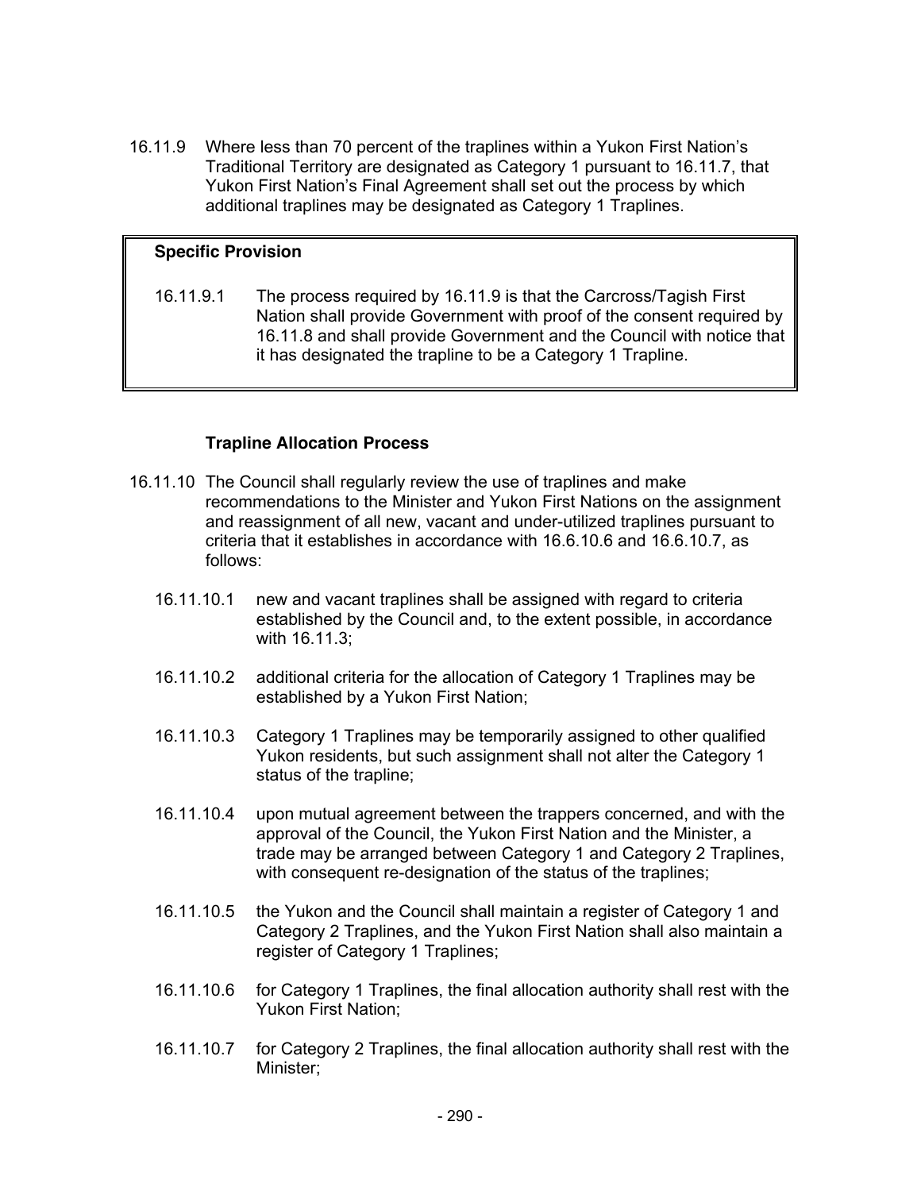16.11.9 Where less than 70 percent of the traplines within a Yukon First Nation's Traditional Territory are designated as Category 1 pursuant to 16.11.7, that Yukon First Nation's Final Agreement shall set out the process by which additional traplines may be designated as Category 1 Traplines.

> **Specific Provision**
>
> 16.11.9.1 The process required by 16.11.9 is that the Carcross/Tagish First Nation shall provide Government with proof of the consent required by 16.11.8 and shall provide Government and the Council with notice that it has designated the trapline to be a Category 1 Trapline.

### Trapline Allocation Process

16.11.10 The Council shall regularly review the use of traplines and make recommendations to the Minister and Yukon First Nations on the assignment and reassignment of all new, vacant and under-utilized traplines pursuant to criteria that it establishes in accordance with 16.6.10.6 and 16.6.10.7, as follows:

16.11.10.1 new and vacant traplines shall be assigned with regard to criteria established by the Council and, to the extent possible, in accordance with 16.11.3;

16.11.10.2 additional criteria for the allocation of Category 1 Traplines may be established by a Yukon First Nation;

16.11.10.3 Category 1 Traplines may be temporarily assigned to other qualified Yukon residents, but such assignment shall not alter the Category 1 status of the trapline;

16.11.10.4 upon mutual agreement between the trappers concerned, and with the approval of the Council, the Yukon First Nation and the Minister, a trade may be arranged between Category 1 and Category 2 Traplines, with consequent re-designation of the status of the traplines;

16.11.10.5 the Yukon and the Council shall maintain a register of Category 1 and Category 2 Traplines, and the Yukon First Nation shall also maintain a register of Category 1 Traplines;

16.11.10.6 for Category 1 Traplines, the final allocation authority shall rest with the Yukon First Nation;

16.11.10.7 for Category 2 Traplines, the final allocation authority shall rest with the Minister;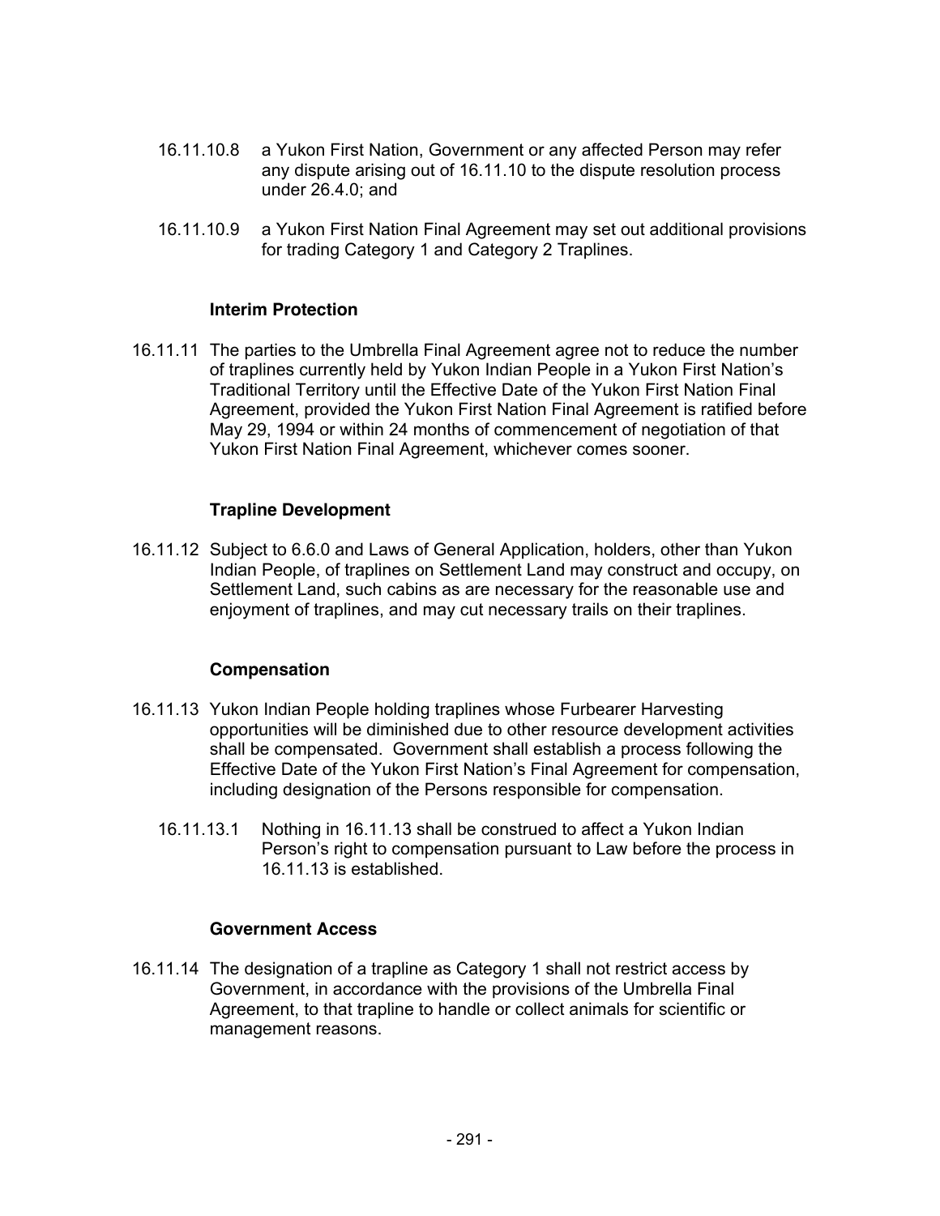16.11.10.8 a Yukon First Nation, Government or any affected Person may refer any dispute arising out of 16.11.10 to the dispute resolution process under 26.4.0; and

16.11.10.9 a Yukon First Nation Final Agreement may set out additional provisions for trading Category 1 and Category 2 Traplines.

### Interim Protection

16.11.11 The parties to the Umbrella Final Agreement agree not to reduce the number of traplines currently held by Yukon Indian People in a Yukon First Nation's Traditional Territory until the Effective Date of the Yukon First Nation Final Agreement, provided the Yukon First Nation Final Agreement is ratified before May 29, 1994 or within 24 months of commencement of negotiation of that Yukon First Nation Final Agreement, whichever comes sooner.

### Trapline Development

16.11.12 Subject to 6.6.0 and Laws of General Application, holders, other than Yukon Indian People, of traplines on Settlement Land may construct and occupy, on Settlement Land, such cabins as are necessary for the reasonable use and enjoyment of traplines, and may cut necessary trails on their traplines.

### Compensation

16.11.13 Yukon Indian People holding traplines whose Furbearer Harvesting opportunities will be diminished due to other resource development activities shall be compensated. Government shall establish a process following the Effective Date of the Yukon First Nation's Final Agreement for compensation, including designation of the Persons responsible for compensation.

16.11.13.1 Nothing in 16.11.13 shall be construed to affect a Yukon Indian Person's right to compensation pursuant to Law before the process in 16.11.13 is established.

### Government Access

16.11.14 The designation of a trapline as Category 1 shall not restrict access by Government, in accordance with the provisions of the Umbrella Final Agreement, to that trapline to handle or collect animals for scientific or management reasons.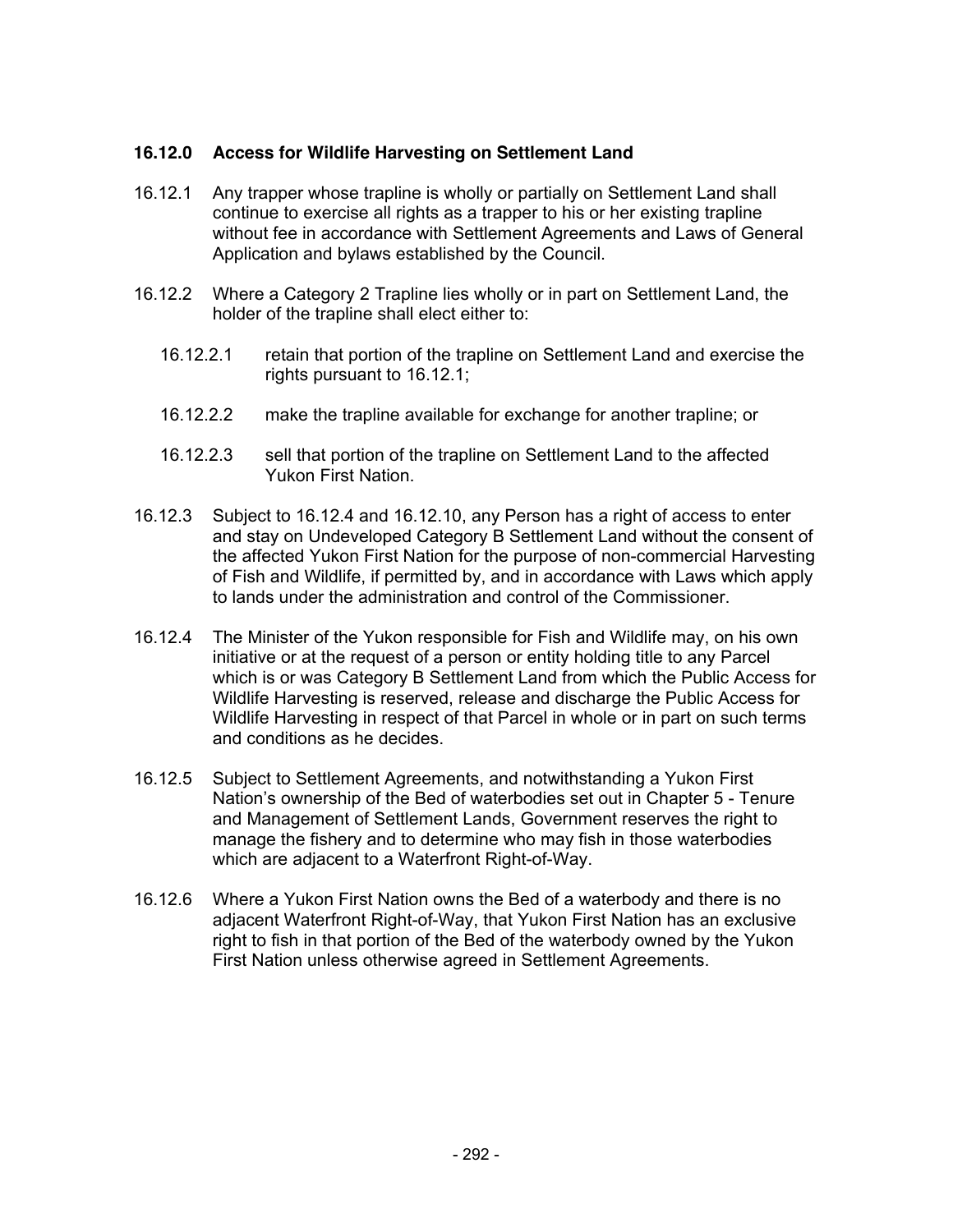### 16.12.0 Access for Wildlife Harvesting on Settlement Land

16.12.1 Any trapper whose trapline is wholly or partially on Settlement Land shall continue to exercise all rights as a trapper to his or her existing trapline without fee in accordance with Settlement Agreements and Laws of General Application and bylaws established by the Council.

16.12.2 Where a Category 2 Trapline lies wholly or in part on Settlement Land, the holder of the trapline shall elect either to:

- 16.12.2.1 retain that portion of the trapline on Settlement Land and exercise the rights pursuant to 16.12.1;
- 16.12.2.2 make the trapline available for exchange for another trapline; or
- 16.12.2.3 sell that portion of the trapline on Settlement Land to the affected Yukon First Nation.

16.12.3 Subject to 16.12.4 and 16.12.10, any Person has a right of access to enter and stay on Undeveloped Category B Settlement Land without the consent of the affected Yukon First Nation for the purpose of non-commercial Harvesting of Fish and Wildlife, if permitted by, and in accordance with Laws which apply to lands under the administration and control of the Commissioner.

16.12.4 The Minister of the Yukon responsible for Fish and Wildlife may, on his own initiative or at the request of a person or entity holding title to any Parcel which is or was Category B Settlement Land from which the Public Access for Wildlife Harvesting is reserved, release and discharge the Public Access for Wildlife Harvesting in respect of that Parcel in whole or in part on such terms and conditions as he decides.

16.12.5 Subject to Settlement Agreements, and notwithstanding a Yukon First Nation's ownership of the Bed of waterbodies set out in Chapter 5 - Tenure and Management of Settlement Lands, Government reserves the right to manage the fishery and to determine who may fish in those waterbodies which are adjacent to a Waterfront Right-of-Way.

16.12.6 Where a Yukon First Nation owns the Bed of a waterbody and there is no adjacent Waterfront Right-of-Way, that Yukon First Nation has an exclusive right to fish in that portion of the Bed of the waterbody owned by the Yukon First Nation unless otherwise agreed in Settlement Agreements.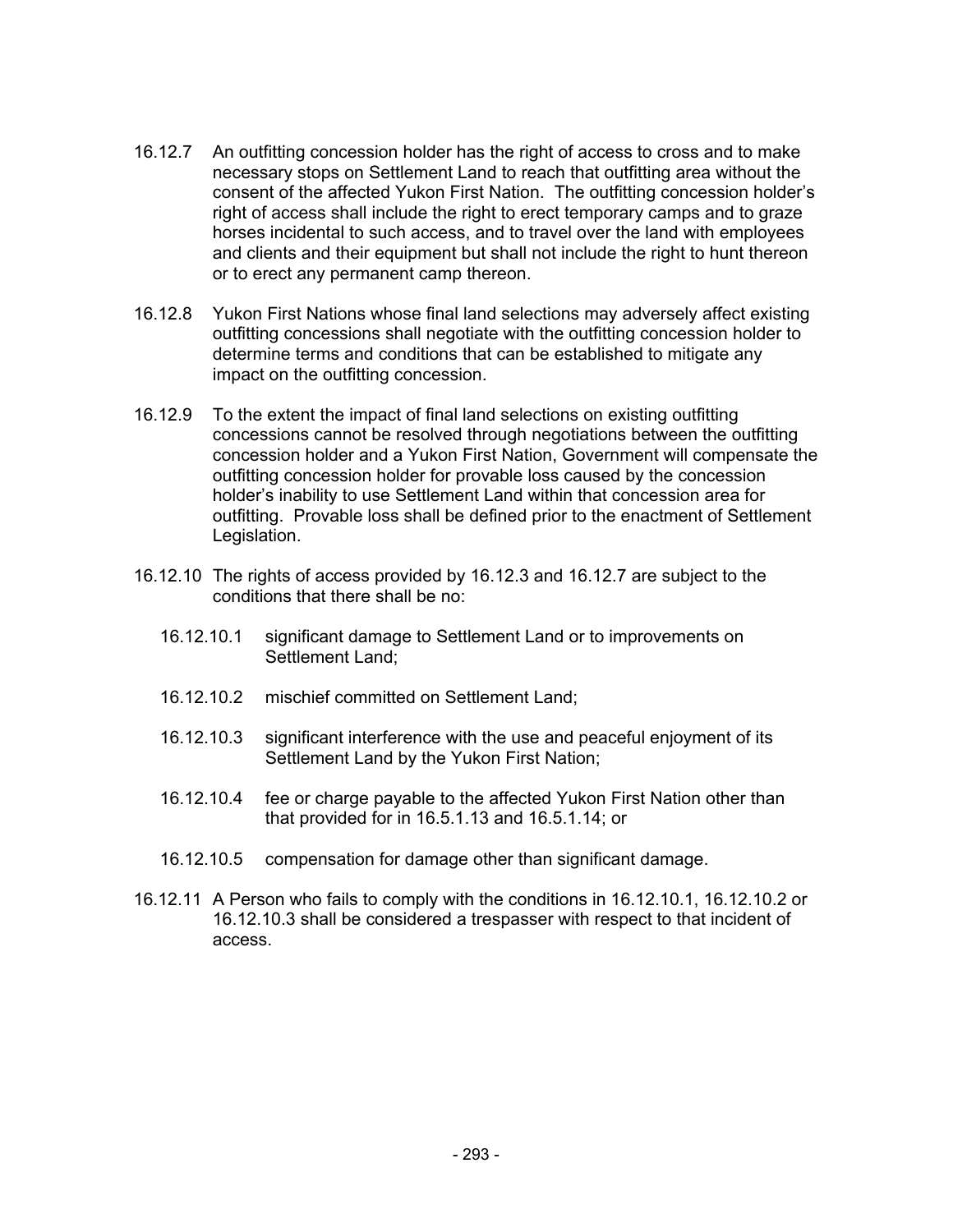16.12.7 An outfitting concession holder has the right of access to cross and to make necessary stops on Settlement Land to reach that outfitting area without the consent of the affected Yukon First Nation. The outfitting concession holder's right of access shall include the right to erect temporary camps and to graze horses incidental to such access, and to travel over the land with employees and clients and their equipment but shall not include the right to hunt thereon or to erect any permanent camp thereon.

16.12.8 Yukon First Nations whose final land selections may adversely affect existing outfitting concessions shall negotiate with the outfitting concession holder to determine terms and conditions that can be established to mitigate any impact on the outfitting concession.

16.12.9 To the extent the impact of final land selections on existing outfitting concessions cannot be resolved through negotiations between the outfitting concession holder and a Yukon First Nation, Government will compensate the outfitting concession holder for provable loss caused by the concession holder's inability to use Settlement Land within that concession area for outfitting. Provable loss shall be defined prior to the enactment of Settlement Legislation.

16.12.10 The rights of access provided by 16.12.3 and 16.12.7 are subject to the conditions that there shall be no:

16.12.10.1 significant damage to Settlement Land or to improvements on Settlement Land;

16.12.10.2 mischief committed on Settlement Land;

16.12.10.3 significant interference with the use and peaceful enjoyment of its Settlement Land by the Yukon First Nation;

16.12.10.4 fee or charge payable to the affected Yukon First Nation other than that provided for in 16.5.1.13 and 16.5.1.14; or

16.12.10.5 compensation for damage other than significant damage.

16.12.11 A Person who fails to comply with the conditions in 16.12.10.1, 16.12.10.2 or 16.12.10.3 shall be considered a trespasser with respect to that incident of access.